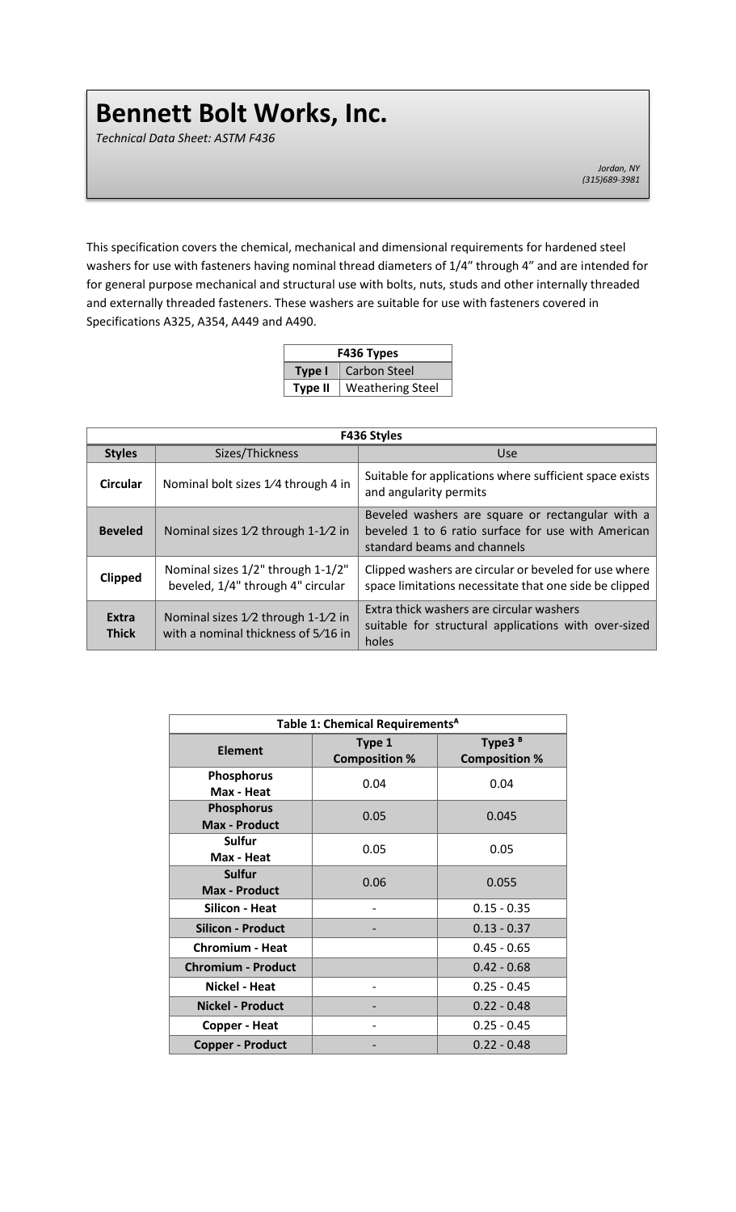# Bennett Bolt Works, Inc.

*Technical Data Sheet: ASTM F436*

*Jordan, NY*
*(315)689-3981*

This specification covers the chemical, mechanical and dimensional requirements for hardened steel washers for use with fasteners having nominal thread diameters of 1/4" through 4" and are intended for for general purpose mechanical and structural use with bolts, nuts, studs and other internally threaded and externally threaded fasteners. These washers are suitable for use with fasteners covered in Specifications A325, A354, A449 and A490.

| F436 Types | |
|---|---|
| **Type I** | Carbon Steel |
| **Type II** | Weathering Steel |

| F436 Styles | | |
|---|---|---|
| **Styles** | Sizes/Thickness | Use |
| **Circular** | Nominal bolt sizes 1⁄4 through 4 in | Suitable for applications where sufficient space exists and angularity permits |
| **Beveled** | Nominal sizes 1⁄2 through 1-1⁄2 in | Beveled washers are square or rectangular with a beveled 1 to 6 ratio surface for use with American standard beams and channels |
| **Clipped** | Nominal sizes 1/2" through 1-1/2" beveled, 1/4" through 4" circular | Clipped washers are circular or beveled for use where space limitations necessitate that one side be clipped |
| **Extra Thick** | Nominal sizes 1⁄2 through 1-1⁄2 in with a nominal thickness of 5⁄16 in | Extra thick washers are circular washers suitable for structural applications with over-sized holes |

| Table 1: Chemical Requirements[A] | | |
|---|---|---|
| **Element** | **Type 1 Composition %** | **Type3 [B] Composition %** |
| **Phosphorus Max - Heat** | 0.04 | 0.04 |
| **Phosphorus Max - Product** | 0.05 | 0.045 |
| **Sulfur Max - Heat** | 0.05 | 0.05 |
| **Sulfur Max - Product** | 0.06 | 0.055 |
| **Silicon - Heat** | - | 0.15 - 0.35 |
| **Silicon - Product** | - | 0.13 - 0.37 |
| **Chromium - Heat** | | 0.45 - 0.65 |
| **Chromium - Product** | | 0.42 - 0.68 |
| **Nickel - Heat** | - | 0.25 - 0.45 |
| **Nickel - Product** | - | 0.22 - 0.48 |
| **Copper - Heat** | - | 0.25 - 0.45 |
| **Copper - Product** | - | 0.22 - 0.48 |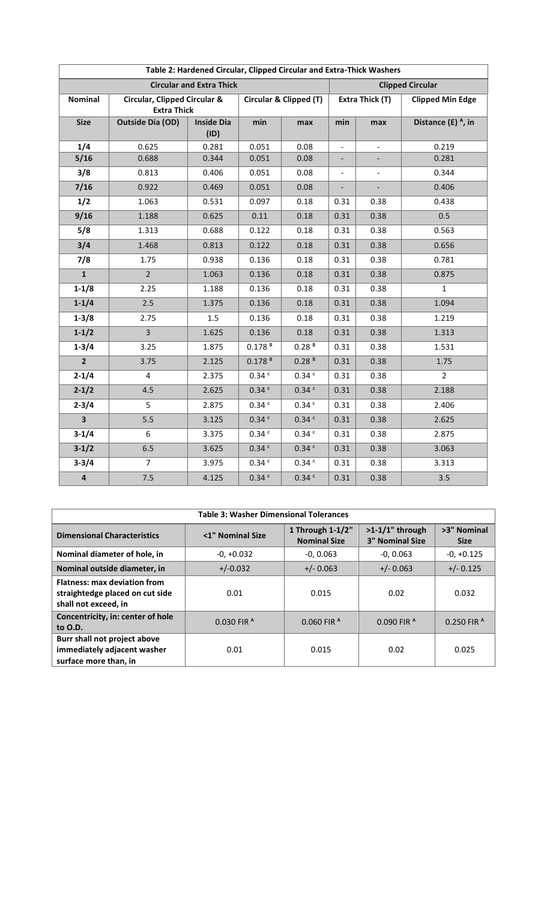| Table 2: Hardened Circular, Clipped Circular and Extra-Thick Washers | | | | | | | |
|---|---|---|---|---|---|---|---|
| Circular and Extra Thick | | | | | | | Clipped Circular |
| Nominal | Circular, Clipped Circular & Extra Thick | | Circular & Clipped (T) | | Extra Thick (T) | | Clipped Min Edge |
| Size | Outside Dia (OD) | Inside Dia (ID) | min | max | min | max | Distance (E) [A], in |
| 1/4 | 0.625 | 0.281 | 0.051 | 0.08 | - | - | 0.219 |
| 5/16 | 0.688 | 0.344 | 0.051 | 0.08 | - | - | 0.281 |
| 3/8 | 0.813 | 0.406 | 0.051 | 0.08 | - | - | 0.344 |
| 7/16 | 0.922 | 0.469 | 0.051 | 0.08 | - | - | 0.406 |
| 1/2 | 1.063 | 0.531 | 0.097 | 0.18 | 0.31 | 0.38 | 0.438 |
| 9/16 | 1.188 | 0.625 | 0.11 | 0.18 | 0.31 | 0.38 | 0.5 |
| 5/8 | 1.313 | 0.688 | 0.122 | 0.18 | 0.31 | 0.38 | 0.563 |
| 3/4 | 1.468 | 0.813 | 0.122 | 0.18 | 0.31 | 0.38 | 0.656 |
| 7/8 | 1.75 | 0.938 | 0.136 | 0.18 | 0.31 | 0.38 | 0.781 |
| 1 | 2 | 1.063 | 0.136 | 0.18 | 0.31 | 0.38 | 0.875 |
| 1-1/8 | 2.25 | 1.188 | 0.136 | 0.18 | 0.31 | 0.38 | 1 |
| 1-1/4 | 2.5 | 1.375 | 0.136 | 0.18 | 0.31 | 0.38 | 1.094 |
| 1-3/8 | 2.75 | 1.5 | 0.136 | 0.18 | 0.31 | 0.38 | 1.219 |
| 1-1/2 | 3 | 1.625 | 0.136 | 0.18 | 0.31 | 0.38 | 1.313 |
| 1-3/4 | 3.25 | 1.875 | 0.178 [B] | 0.28 [B] | 0.31 | 0.38 | 1.531 |
| 2 | 3.75 | 2.125 | 0.178 [B] | 0.28 [B] | 0.31 | 0.38 | 1.75 |
| 2-1/4 | 4 | 2.375 | 0.34 [c] | 0.34 [c] | 0.31 | 0.38 | 2 |
| 2-1/2 | 4.5 | 2.625 | 0.34 [c] | 0.34 [c] | 0.31 | 0.38 | 2.188 |
| 2-3/4 | 5 | 2.875 | 0.34 [c] | 0.34 [c] | 0.31 | 0.38 | 2.406 |
| 3 | 5.5 | 3.125 | 0.34 [c] | 0.34 [c] | 0.31 | 0.38 | 2.625 |
| 3-1/4 | 6 | 3.375 | 0.34 [c] | 0.34 [c] | 0.31 | 0.38 | 2.875 |
| 3-1/2 | 6.5 | 3.625 | 0.34 [c] | 0.34 [c] | 0.31 | 0.38 | 3.063 |
| 3-3/4 | 7 | 3.975 | 0.34 [c] | 0.34 [c] | 0.31 | 0.38 | 3.313 |
| 4 | 7.5 | 4.125 | 0.34 [c] | 0.34 [c] | 0.31 | 0.38 | 3.5 |

| Table 3: Washer Dimensional Tolerances | | | | |
|---|---|---|---|---|
| Dimensional Characteristics | <1" Nominal Size | 1 Through 1-1/2" Nominal Size | >1-1/1" through 3" Nominal Size | >3" Nominal Size |
| Nominal diameter of hole, in | -0, +0.032 | -0, 0.063 | -0, 0.063 | -0, +0.125 |
| Nominal outside diameter, in | +/-0.032 | +/- 0.063 | +/- 0.063 | +/- 0.125 |
| Flatness: max deviation from straightedge placed on cut side shall not exceed, in | 0.01 | 0.015 | 0.02 | 0.032 |
| Concentricity, in: center of hole to O.D. | 0.030 FIR [A] | 0.060 FIR [A] | 0.090 FIR [A] | 0.250 FIR [A] |
| Burr shall not project above immediately adjacent washer surface more than, in | 0.01 | 0.015 | 0.02 | 0.025 |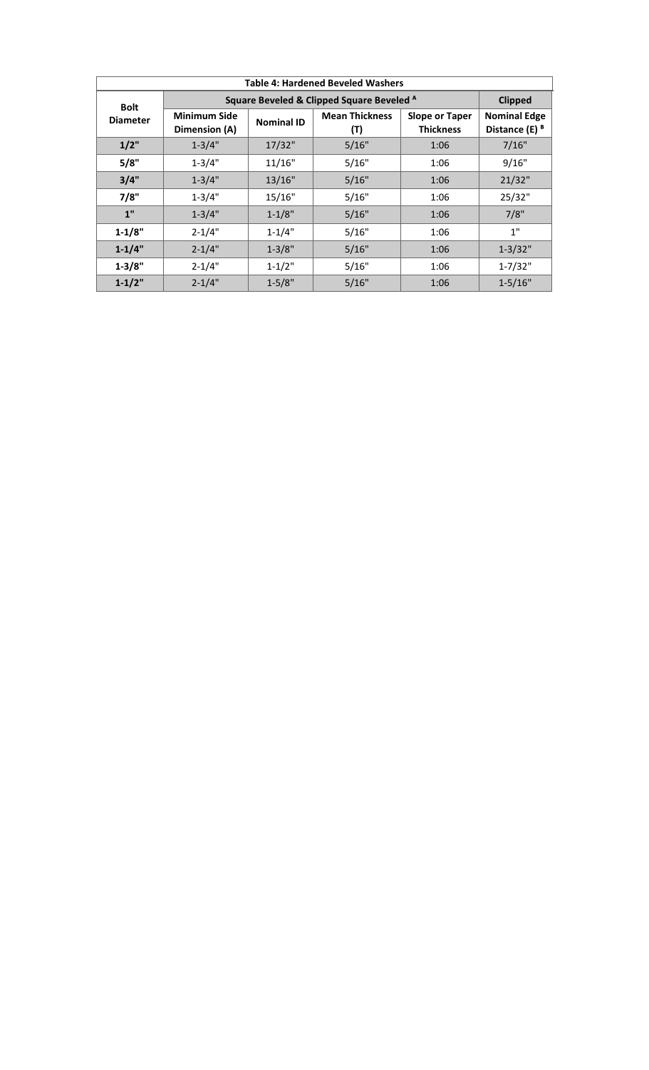| Table 4: Hardened Beveled Washers | | | | | |
|---|---|---|---|---|---|
| Bolt Diameter | Square Beveled & Clipped Square Beveled [A] | | | | Clipped |
| | Minimum Side Dimension (A) | Nominal ID | Mean Thickness (T) | Slope or Taper Thickness | Nominal Edge Distance (E) [B] |
| **1/2"** | 1-3/4" | 17/32" | 5/16" | 1:06 | 7/16" |
| **5/8"** | 1-3/4" | 11/16" | 5/16" | 1:06 | 9/16" |
| **3/4"** | 1-3/4" | 13/16" | 5/16" | 1:06 | 21/32" |
| **7/8"** | 1-3/4" | 15/16" | 5/16" | 1:06 | 25/32" |
| **1"** | 1-3/4" | 1-1/8" | 5/16" | 1:06 | 7/8" |
| **1-1/8"** | 2-1/4" | 1-1/4" | 5/16" | 1:06 | 1" |
| **1-1/4"** | 2-1/4" | 1-3/8" | 5/16" | 1:06 | 1-3/32" |
| **1-3/8"** | 2-1/4" | 1-1/2" | 5/16" | 1:06 | 1-7/32" |
| **1-1/2"** | 2-1/4" | 1-5/8" | 5/16" | 1:06 | 1-5/16" |